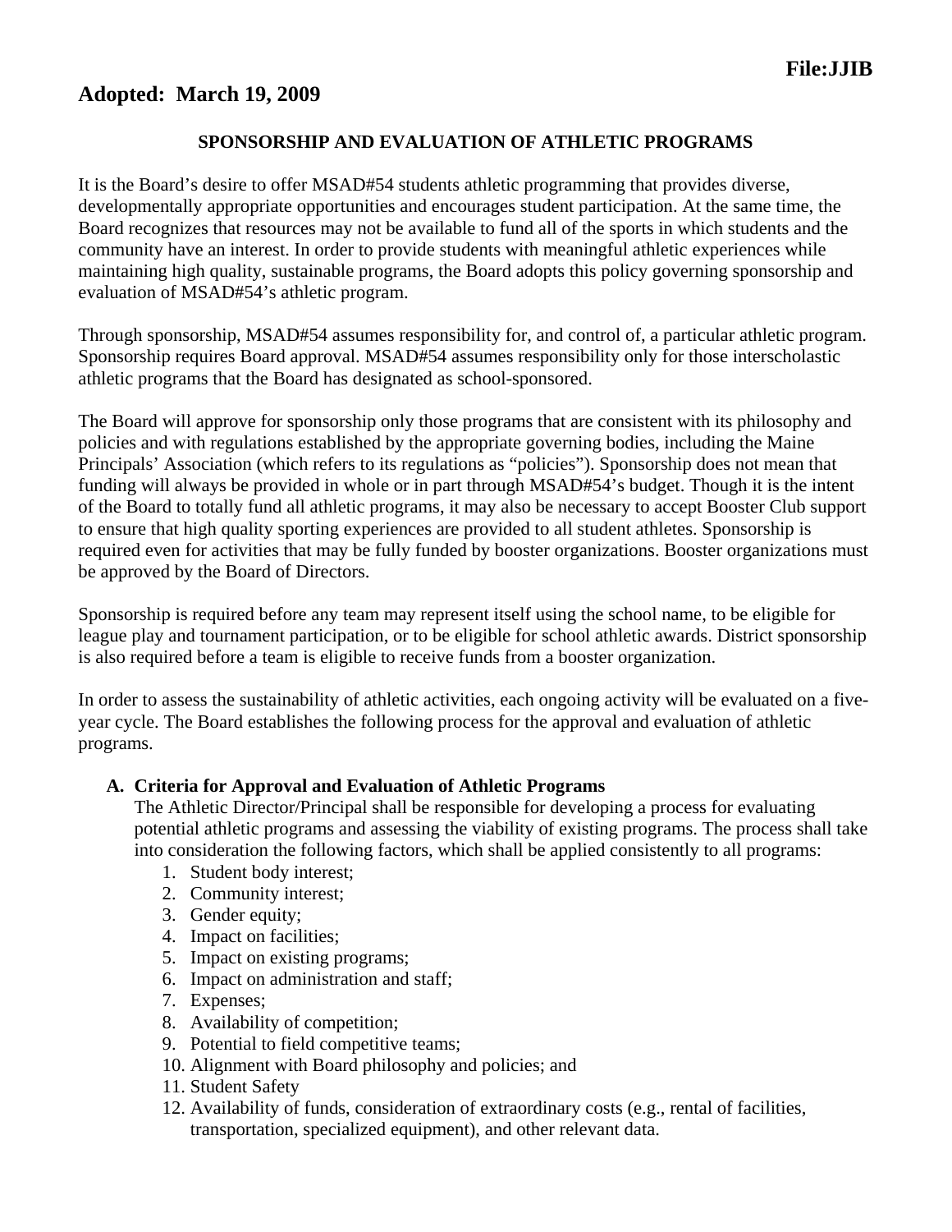**File:JJIB**

**Adopted: March 19, 2009**

## SPONSORSHIP AND EVALUATION OF ATHLETIC PROGRAMS

It is the Board's desire to offer MSAD#54 students athletic programming that provides diverse, developmentally appropriate opportunities and encourages student participation. At the same time, the Board recognizes that resources may not be available to fund all of the sports in which students and the community have an interest. In order to provide students with meaningful athletic experiences while maintaining high quality, sustainable programs, the Board adopts this policy governing sponsorship and evaluation of MSAD#54's athletic program.

Through sponsorship, MSAD#54 assumes responsibility for, and control of, a particular athletic program. Sponsorship requires Board approval. MSAD#54 assumes responsibility only for those interscholastic athletic programs that the Board has designated as school-sponsored.

The Board will approve for sponsorship only those programs that are consistent with its philosophy and policies and with regulations established by the appropriate governing bodies, including the Maine Principals' Association (which refers to its regulations as "policies"). Sponsorship does not mean that funding will always be provided in whole or in part through MSAD#54's budget. Though it is the intent of the Board to totally fund all athletic programs, it may also be necessary to accept Booster Club support to ensure that high quality sporting experiences are provided to all student athletes. Sponsorship is required even for activities that may be fully funded by booster organizations. Booster organizations must be approved by the Board of Directors.

Sponsorship is required before any team may represent itself using the school name, to be eligible for league play and tournament participation, or to be eligible for school athletic awards. District sponsorship is also required before a team is eligible to receive funds from a booster organization.

In order to assess the sustainability of athletic activities, each ongoing activity will be evaluated on a five-year cycle. The Board establishes the following process for the approval and evaluation of athletic programs.

**A. Criteria for Approval and Evaluation of Athletic Programs**

The Athletic Director/Principal shall be responsible for developing a process for evaluating potential athletic programs and assessing the viability of existing programs. The process shall take into consideration the following factors, which shall be applied consistently to all programs:

1. Student body interest;
2. Community interest;
3. Gender equity;
4. Impact on facilities;
5. Impact on existing programs;
6. Impact on administration and staff;
7. Expenses;
8. Availability of competition;
9. Potential to field competitive teams;
10. Alignment with Board philosophy and policies; and
11. Student Safety
12. Availability of funds, consideration of extraordinary costs (e.g., rental of facilities, transportation, specialized equipment), and other relevant data.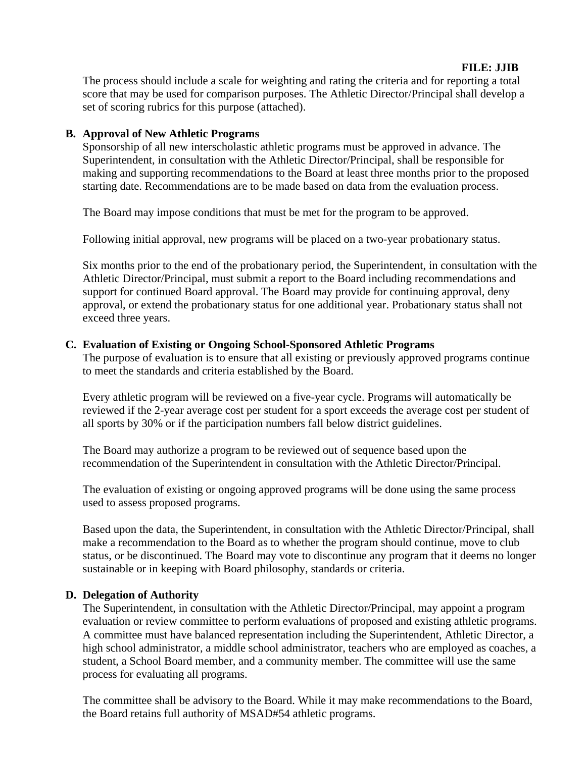The process should include a scale for weighting and rating the criteria and for reporting a total score that may be used for comparison purposes. The Athletic Director/Principal shall develop a set of scoring rubrics for this purpose (attached).

**B. Approval of New Athletic Programs**

Sponsorship of all new interscholastic athletic programs must be approved in advance. The Superintendent, in consultation with the Athletic Director/Principal, shall be responsible for making and supporting recommendations to the Board at least three months prior to the proposed starting date. Recommendations are to be made based on data from the evaluation process.

The Board may impose conditions that must be met for the program to be approved.

Following initial approval, new programs will be placed on a two-year probationary status.

Six months prior to the end of the probationary period, the Superintendent, in consultation with the Athletic Director/Principal, must submit a report to the Board including recommendations and support for continued Board approval. The Board may provide for continuing approval, deny approval, or extend the probationary status for one additional year. Probationary status shall not exceed three years.

**C. Evaluation of Existing or Ongoing School-Sponsored Athletic Programs**

The purpose of evaluation is to ensure that all existing or previously approved programs continue to meet the standards and criteria established by the Board.

Every athletic program will be reviewed on a five-year cycle. Programs will automatically be reviewed if the 2-year average cost per student for a sport exceeds the average cost per student of all sports by 30% or if the participation numbers fall below district guidelines.

The Board may authorize a program to be reviewed out of sequence based upon the recommendation of the Superintendent in consultation with the Athletic Director/Principal.

The evaluation of existing or ongoing approved programs will be done using the same process used to assess proposed programs.

Based upon the data, the Superintendent, in consultation with the Athletic Director/Principal, shall make a recommendation to the Board as to whether the program should continue, move to club status, or be discontinued. The Board may vote to discontinue any program that it deems no longer sustainable or in keeping with Board philosophy, standards or criteria.

**D. Delegation of Authority**

The Superintendent, in consultation with the Athletic Director/Principal, may appoint a program evaluation or review committee to perform evaluations of proposed and existing athletic programs. A committee must have balanced representation including the Superintendent, Athletic Director, a high school administrator, a middle school administrator, teachers who are employed as coaches, a student, a School Board member, and a community member. The committee will use the same process for evaluating all programs.

The committee shall be advisory to the Board. While it may make recommendations to the Board, the Board retains full authority of MSAD#54 athletic programs.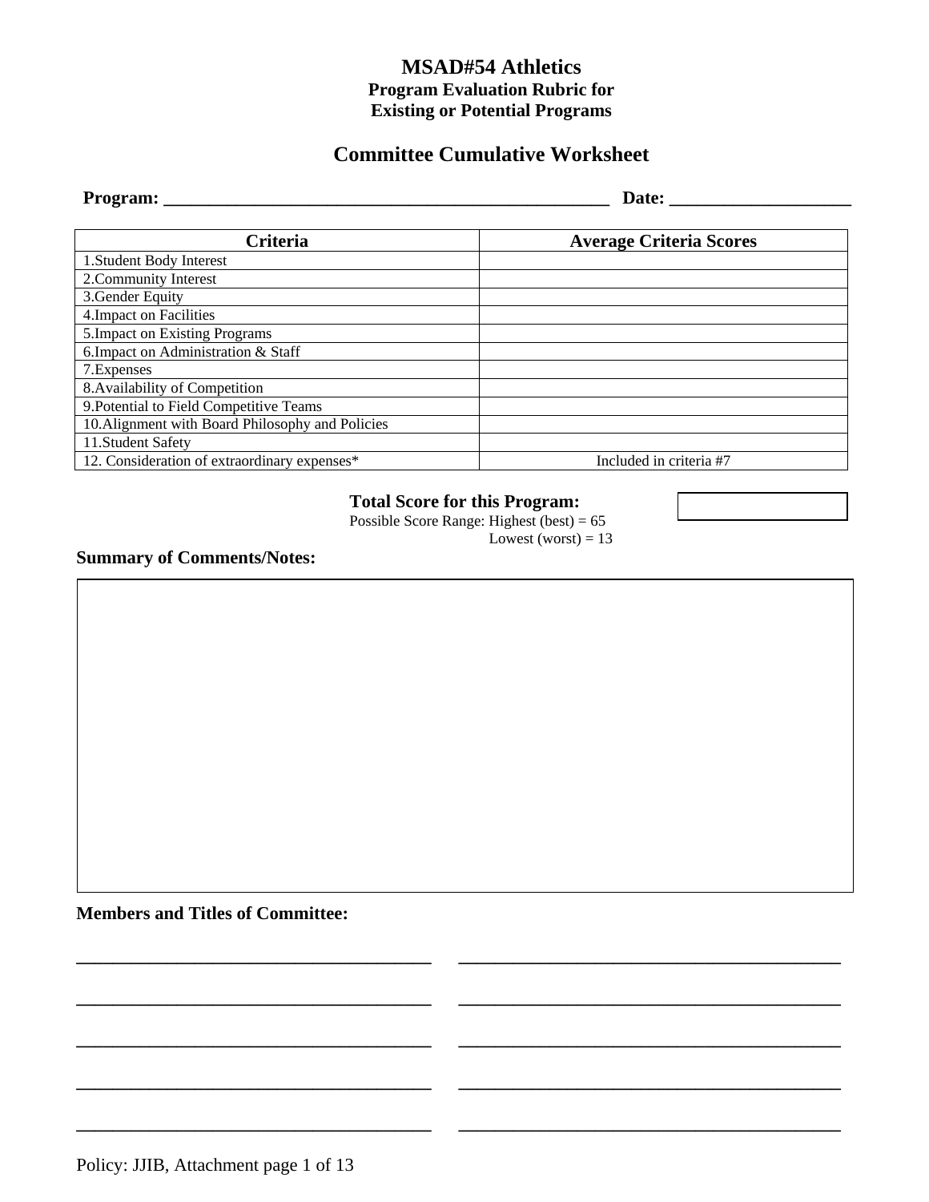# MSAD#54 Athletics

### Program Evaluation Rubric for Existing or Potential Programs

## Committee Cumulative Worksheet

**Program: \_\_\_\_\_\_\_\_\_\_\_\_\_\_\_\_\_\_\_\_\_\_\_\_\_\_\_\_\_\_\_\_\_\_\_\_\_\_\_\_\_\_\_\_\_\_\_\_\_\_ Date: \_\_\_\_\_\_\_\_\_\_\_\_\_\_\_\_\_\_\_\_**

| Criteria | Average Criteria Scores |
|---|---|
| 1.Student Body Interest | |
| 2.Community Interest | |
| 3.Gender Equity | |
| 4.Impact on Facilities | |
| 5.Impact on Existing Programs | |
| 6.Impact on Administration & Staff | |
| 7.Expenses | |
| 8.Availability of Competition | |
| 9.Potential to Field Competitive Teams | |
| 10.Alignment with Board Philosophy and Policies | |
| 11.Student Safety | |
| 12. Consideration of extraordinary expenses* | Included in criteria #7 |

**Total Score for this Program:** \_\_\_\_\_\_\_\_\_\_\_\_\_\_\_\_\_\_\_\_

Possible Score Range: Highest (best) = 65
Lowest (worst) = 13

**Summary of Comments/Notes:**

**Members and Titles of Committee:**

\_\_\_\_\_\_\_\_\_\_\_\_\_\_\_\_\_\_\_\_\_\_\_\_\_\_\_\_\_\_\_\_\_\_\_\_\_\_\_\_ \_\_\_\_\_\_\_\_\_\_\_\_\_\_\_\_\_\_\_\_\_\_\_\_\_\_\_\_\_\_\_\_\_\_\_\_\_\_\_\_

\_\_\_\_\_\_\_\_\_\_\_\_\_\_\_\_\_\_\_\_\_\_\_\_\_\_\_\_\_\_\_\_\_\_\_\_\_\_\_\_ \_\_\_\_\_\_\_\_\_\_\_\_\_\_\_\_\_\_\_\_\_\_\_\_\_\_\_\_\_\_\_\_\_\_\_\_\_\_\_\_

\_\_\_\_\_\_\_\_\_\_\_\_\_\_\_\_\_\_\_\_\_\_\_\_\_\_\_\_\_\_\_\_\_\_\_\_\_\_\_\_ \_\_\_\_\_\_\_\_\_\_\_\_\_\_\_\_\_\_\_\_\_\_\_\_\_\_\_\_\_\_\_\_\_\_\_\_\_\_\_\_

\_\_\_\_\_\_\_\_\_\_\_\_\_\_\_\_\_\_\_\_\_\_\_\_\_\_\_\_\_\_\_\_\_\_\_\_\_\_\_\_ \_\_\_\_\_\_\_\_\_\_\_\_\_\_\_\_\_\_\_\_\_\_\_\_\_\_\_\_\_\_\_\_\_\_\_\_\_\_\_\_

\_\_\_\_\_\_\_\_\_\_\_\_\_\_\_\_\_\_\_\_\_\_\_\_\_\_\_\_\_\_\_\_\_\_\_\_\_\_\_\_ \_\_\_\_\_\_\_\_\_\_\_\_\_\_\_\_\_\_\_\_\_\_\_\_\_\_\_\_\_\_\_\_\_\_\_\_\_\_\_\_

Policy: JJIB, Attachment page 1 of 13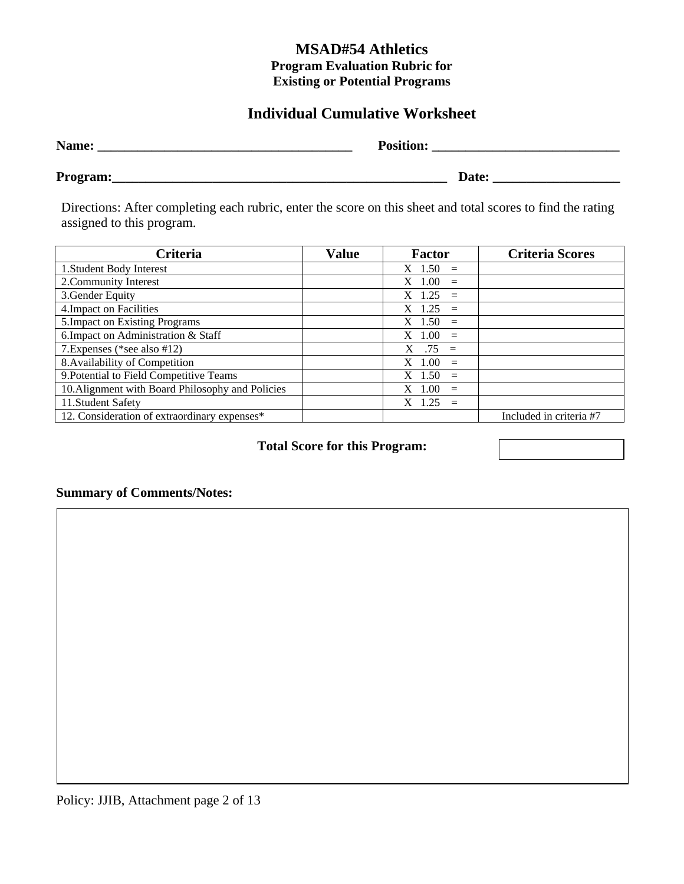# MSAD#54 Athletics

### Program Evaluation Rubric for Existing or Potential Programs

## Individual Cumulative Worksheet

**Name:** ______________________________________ **Position:** ____________________________

**Program:**__________________________________________________ **Date:** ___________________

Directions: After completing each rubric, enter the score on this sheet and total scores to find the rating assigned to this program.

| Criteria | Value | Factor | Criteria Scores |
|---|---|---|---|
| 1.Student Body Interest | | X 1.50 = | |
| 2.Community Interest | | X 1.00 = | |
| 3.Gender Equity | | X 1.25 = | |
| 4.Impact on Facilities | | X 1.25 = | |
| 5.Impact on Existing Programs | | X 1.50 = | |
| 6.Impact on Administration & Staff | | X 1.00 = | |
| 7.Expenses (*see also #12) | | X .75 = | |
| 8.Availability of Competition | | X 1.00 = | |
| 9.Potential to Field Competitive Teams | | X 1.50 = | |
| 10.Alignment with Board Philosophy and Policies | | X 1.00 = | |
| 11.Student Safety | | X 1.25 = | |
| 12. Consideration of extraordinary expenses* | | | Included in criteria #7 |

**Total Score for this Program:** 

**Summary of Comments/Notes:**

Policy: JJIB, Attachment page 2 of 13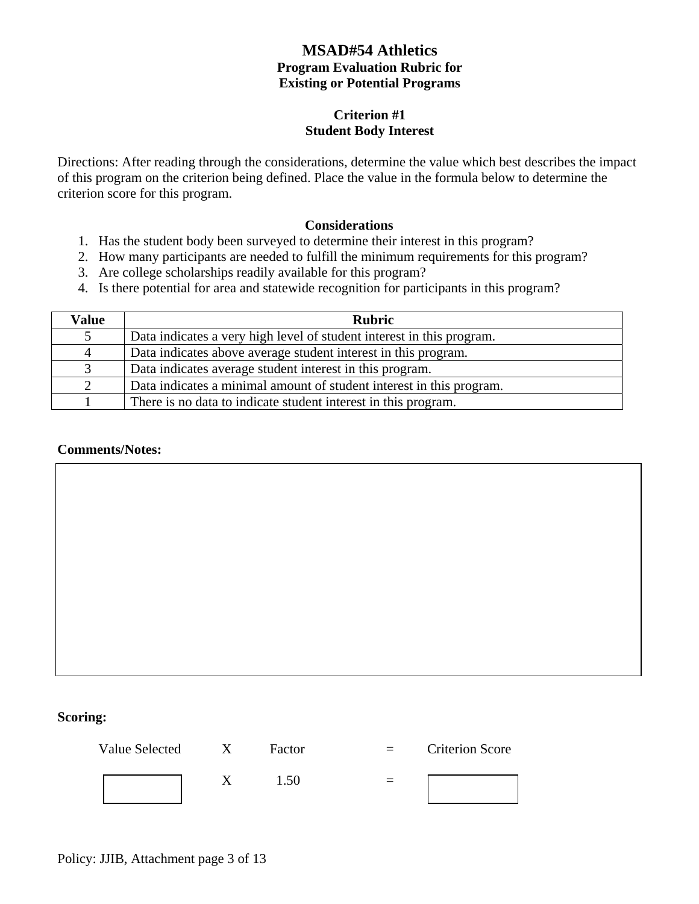# MSAD#54 Athletics

## Program Evaluation Rubric for Existing or Potential Programs

### Criterion #1
### Student Body Interest

Directions: After reading through the considerations, determine the value which best describes the impact of this program on the criterion being defined. Place the value in the formula below to determine the criterion score for this program.

**Considerations**

1. Has the student body been surveyed to determine their interest in this program?
2. How many participants are needed to fulfill the minimum requirements for this program?
3. Are college scholarships readily available for this program?
4. Is there potential for area and statewide recognition for participants in this program?

| Value | Rubric |
|---|---|
| 5 | Data indicates a very high level of student interest in this program. |
| 4 | Data indicates above average student interest in this program. |
| 3 | Data indicates average student interest in this program. |
| 2 | Data indicates a minimal amount of student interest in this program. |
| 1 | There is no data to indicate student interest in this program. |

**Comments/Notes:**

**Scoring:**

| Value Selected | X | Factor | = | Criterion Score |
|---|---|---|---|---|
| | X | 1.50 | = | |

Policy: JJIB, Attachment page 3 of 13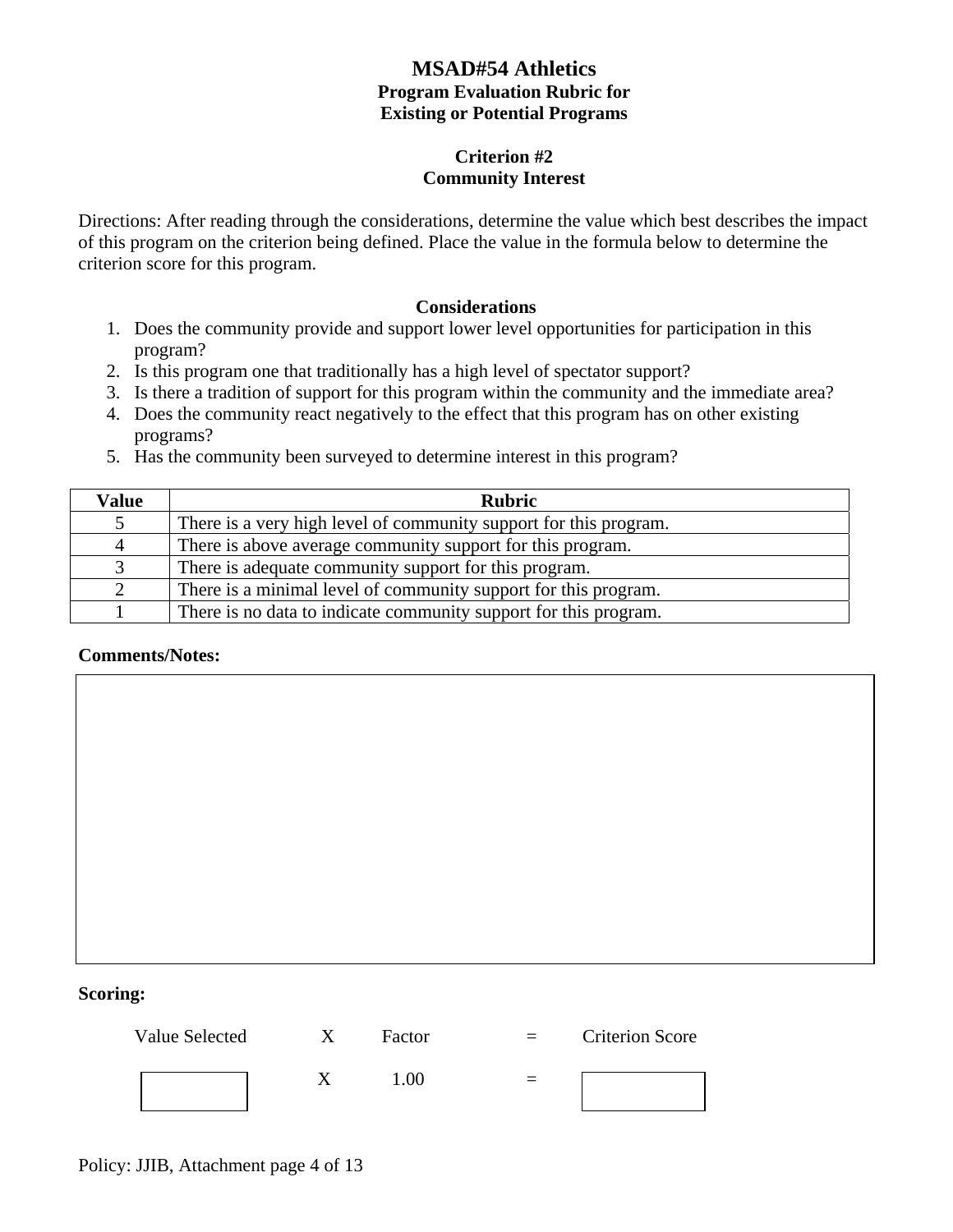# MSAD#54 Athletics

### Program Evaluation Rubric for Existing or Potential Programs

### Criterion #2
### Community Interest

Directions: After reading through the considerations, determine the value which best describes the impact of this program on the criterion being defined. Place the value in the formula below to determine the criterion score for this program.

**Considerations**

1. Does the community provide and support lower level opportunities for participation in this program?
2. Is this program one that traditionally has a high level of spectator support?
3. Is there a tradition of support for this program within the community and the immediate area?
4. Does the community react negatively to the effect that this program has on other existing programs?
5. Has the community been surveyed to determine interest in this program?

| Value | Rubric |
|---|---|
| 5 | There is a very high level of community support for this program. |
| 4 | There is above average community support for this program. |
| 3 | There is adequate community support for this program. |
| 2 | There is a minimal level of community support for this program. |
| 1 | There is no data to indicate community support for this program. |

**Comments/Notes:**

**Scoring:**

| Value Selected | X | Factor | = | Criterion Score |
|---|---|---|---|---|
| | X | 1.00 | = | |

Policy: JJIB, Attachment page 4 of 13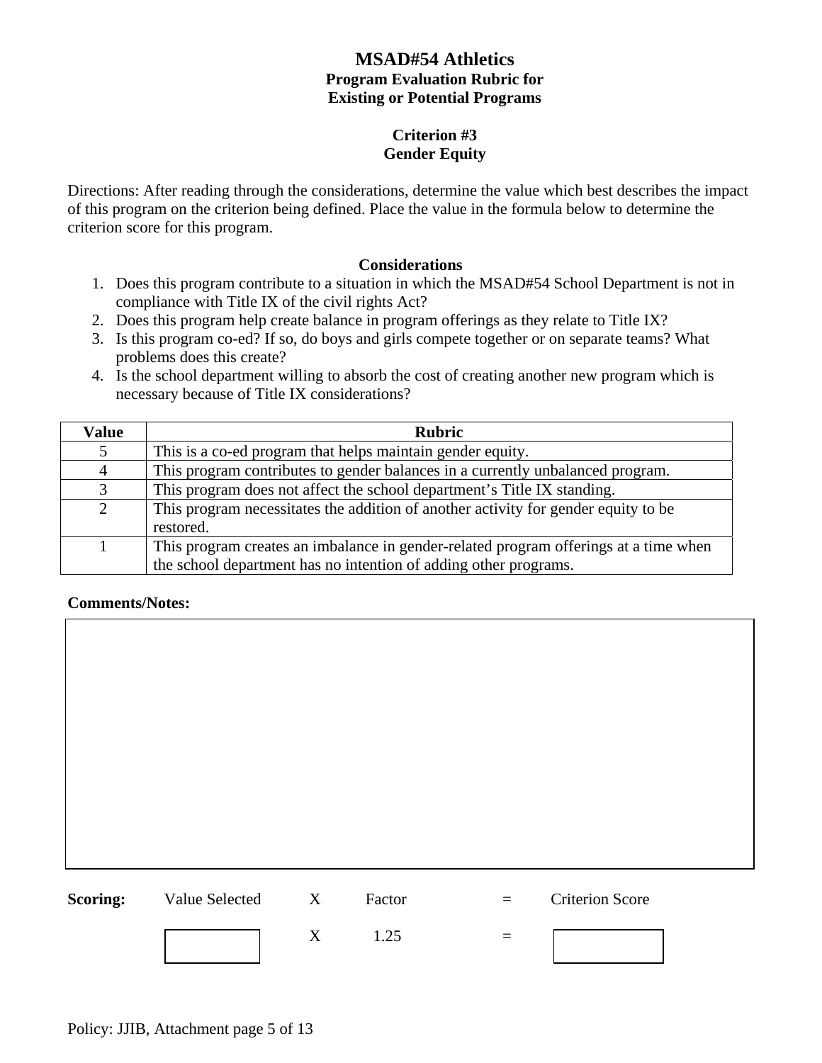# MSAD#54 Athletics

## Program Evaluation Rubric for Existing or Potential Programs

### Criterion #3
### Gender Equity

Directions: After reading through the considerations, determine the value which best describes the impact of this program on the criterion being defined. Place the value in the formula below to determine the criterion score for this program.

**Considerations**

1. Does this program contribute to a situation in which the MSAD#54 School Department is not in compliance with Title IX of the civil rights Act?
2. Does this program help create balance in program offerings as they relate to Title IX?
3. Is this program co-ed? If so, do boys and girls compete together or on separate teams? What problems does this create?
4. Is the school department willing to absorb the cost of creating another new program which is necessary because of Title IX considerations?

| Value | Rubric |
|---|---|
| 5 | This is a co-ed program that helps maintain gender equity. |
| 4 | This program contributes to gender balances in a currently unbalanced program. |
| 3 | This program does not affect the school department's Title IX standing. |
| 2 | This program necessitates the addition of another activity for gender equity to be restored. |
| 1 | This program creates an imbalance in gender-related program offerings at a time when the school department has no intention of adding other programs. |

**Comments/Notes:**

**Scoring:** Value Selected X Factor = Criterion Score

\_\_\_\_\_\_ X 1.25 = \_\_\_\_\_\_

Policy: JJIB, Attachment page 5 of 13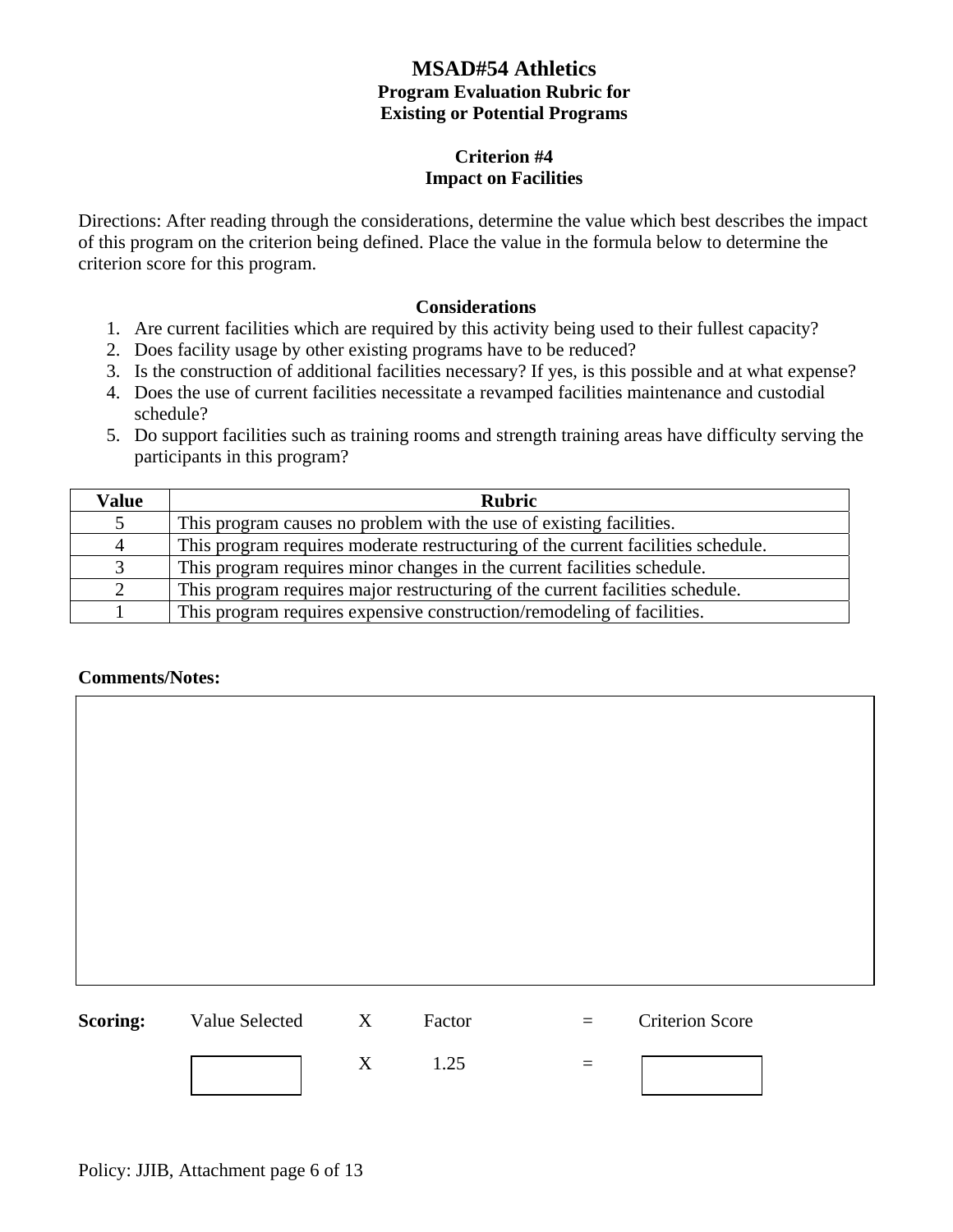# MSAD#54 Athletics

**Program Evaluation Rubric for Existing or Potential Programs**

## Criterion #4
## Impact on Facilities

Directions: After reading through the considerations, determine the value which best describes the impact of this program on the criterion being defined. Place the value in the formula below to determine the criterion score for this program.

### Considerations

1. Are current facilities which are required by this activity being used to their fullest capacity?
2. Does facility usage by other existing programs have to be reduced?
3. Is the construction of additional facilities necessary? If yes, is this possible and at what expense?
4. Does the use of current facilities necessitate a revamped facilities maintenance and custodial schedule?
5. Do support facilities such as training rooms and strength training areas have difficulty serving the participants in this program?

| Value | Rubric |
|---|---|
| 5 | This program causes no problem with the use of existing facilities. |
| 4 | This program requires moderate restructuring of the current facilities schedule. |
| 3 | This program requires minor changes in the current facilities schedule. |
| 2 | This program requires major restructuring of the current facilities schedule. |
| 1 | This program requires expensive construction/remodeling of facilities. |

**Comments/Notes:**

**Scoring:** Value Selected X Factor = Criterion Score

[ ] X 1.25 = [ ]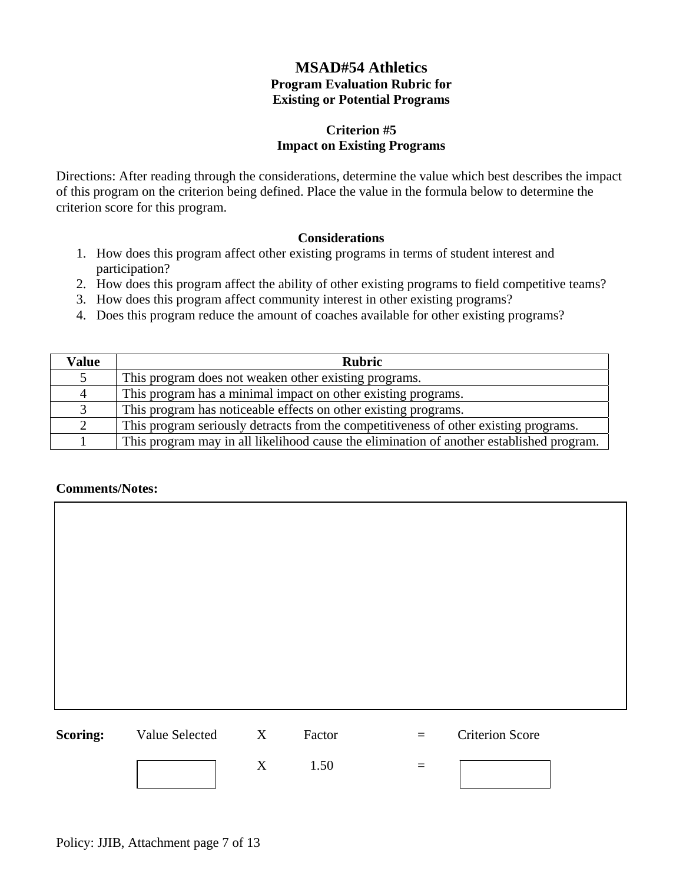# MSAD#54 Athletics

## Program Evaluation Rubric for Existing or Potential Programs

### Criterion #5
### Impact on Existing Programs

Directions: After reading through the considerations, determine the value which best describes the impact of this program on the criterion being defined. Place the value in the formula below to determine the criterion score for this program.

**Considerations**

1. How does this program affect other existing programs in terms of student interest and participation?
2. How does this program affect the ability of other existing programs to field competitive teams?
3. How does this program affect community interest in other existing programs?
4. Does this program reduce the amount of coaches available for other existing programs?

| Value | Rubric |
|---|---|
| 5 | This program does not weaken other existing programs. |
| 4 | This program has a minimal impact on other existing programs. |
| 3 | This program has noticeable effects on other existing programs. |
| 2 | This program seriously detracts from the competitiveness of other existing programs. |
| 1 | This program may in all likelihood cause the elimination of another established program. |

**Comments/Notes:**

| **Scoring:** | Value Selected | X | Factor | = | Criterion Score |
|---|---|---|---|---|---|
| | | X | 1.50 | = | |

Policy: JJIB, Attachment page 7 of 13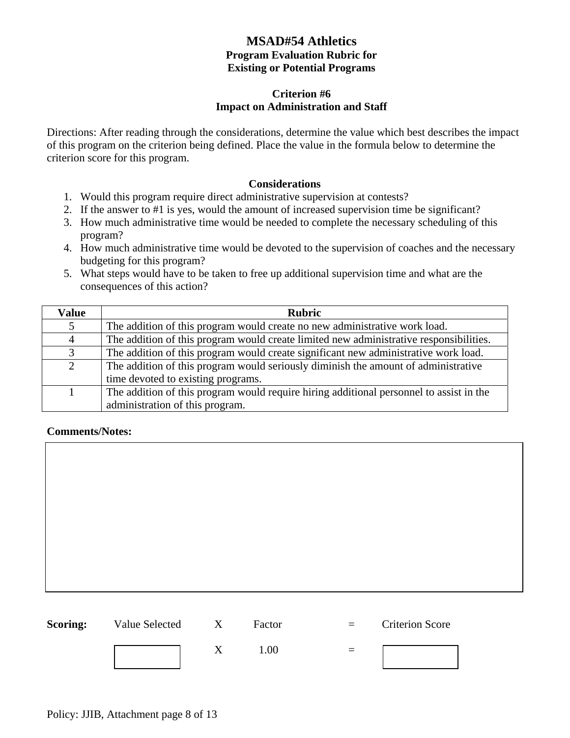# MSAD#54 Athletics

## Program Evaluation Rubric for Existing or Potential Programs

### Criterion #6
### Impact on Administration and Staff

Directions: After reading through the considerations, determine the value which best describes the impact of this program on the criterion being defined. Place the value in the formula below to determine the criterion score for this program.

**Considerations**

1. Would this program require direct administrative supervision at contests?
2. If the answer to #1 is yes, would the amount of increased supervision time be significant?
3. How much administrative time would be needed to complete the necessary scheduling of this program?
4. How much administrative time would be devoted to the supervision of coaches and the necessary budgeting for this program?
5. What steps would have to be taken to free up additional supervision time and what are the consequences of this action?

| Value | Rubric |
|---|---|
| 5 | The addition of this program would create no new administrative work load. |
| 4 | The addition of this program would create limited new administrative responsibilities. |
| 3 | The addition of this program would create significant new administrative work load. |
| 2 | The addition of this program would seriously diminish the amount of administrative time devoted to existing programs. |
| 1 | The addition of this program would require hiring additional personnel to assist in the administration of this program. |

**Comments/Notes:**

| |
|---|
| |

| **Scoring:** | Value Selected | X | Factor | = | Criterion Score |
|---|---|---|---|---|---|
| | | X | 1.00 | = | |

Policy: JJIB, Attachment page 8 of 13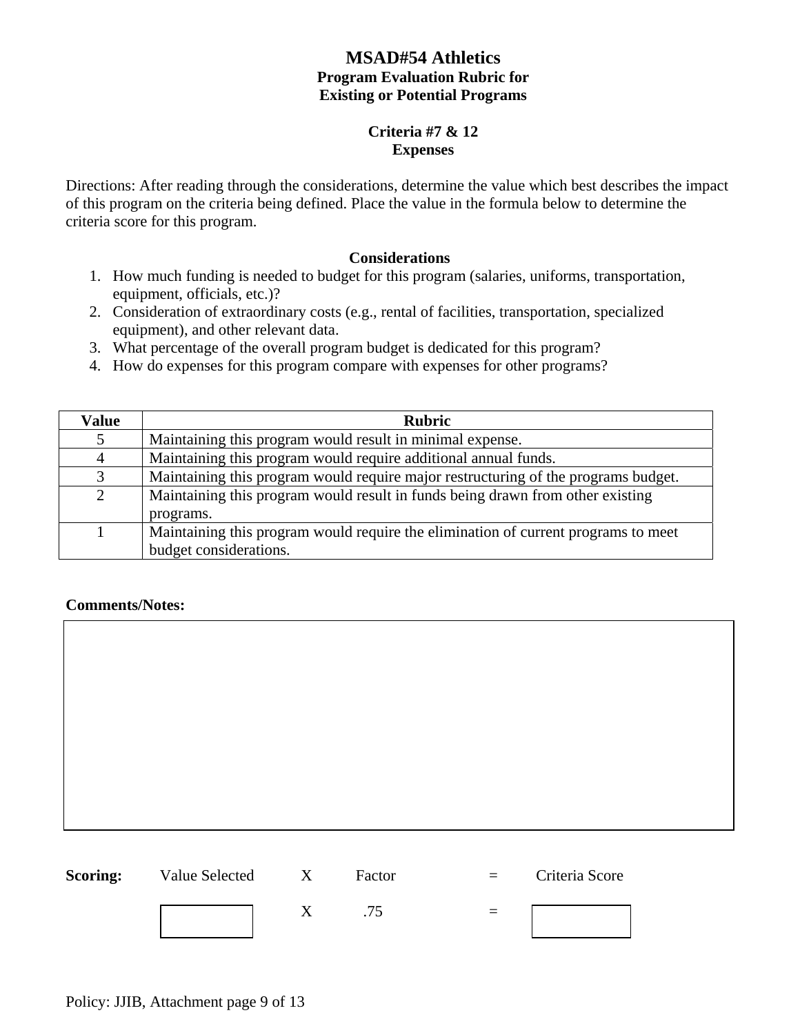# MSAD#54 Athletics

## Program Evaluation Rubric for Existing or Potential Programs

### Criteria #7 & 12
### Expenses

Directions: After reading through the considerations, determine the value which best describes the impact of this program on the criteria being defined. Place the value in the formula below to determine the criteria score for this program.

**Considerations**

1. How much funding is needed to budget for this program (salaries, uniforms, transportation, equipment, officials, etc.)?
2. Consideration of extraordinary costs (e.g., rental of facilities, transportation, specialized equipment), and other relevant data.
3. What percentage of the overall program budget is dedicated for this program?
4. How do expenses for this program compare with expenses for other programs?

| Value | Rubric |
|---|---|
| 5 | Maintaining this program would result in minimal expense. |
| 4 | Maintaining this program would require additional annual funds. |
| 3 | Maintaining this program would require major restructuring of the programs budget. |
| 2 | Maintaining this program would result in funds being drawn from other existing programs. |
| 1 | Maintaining this program would require the elimination of current programs to meet budget considerations. |

**Comments/Notes:**

| |
|---|
| |

| **Scoring:** | Value Selected | X | Factor | = | Criteria Score |
|---|---|---|---|---|---|
| | | X | .75 | = | |

Policy: JJIB, Attachment page 9 of 13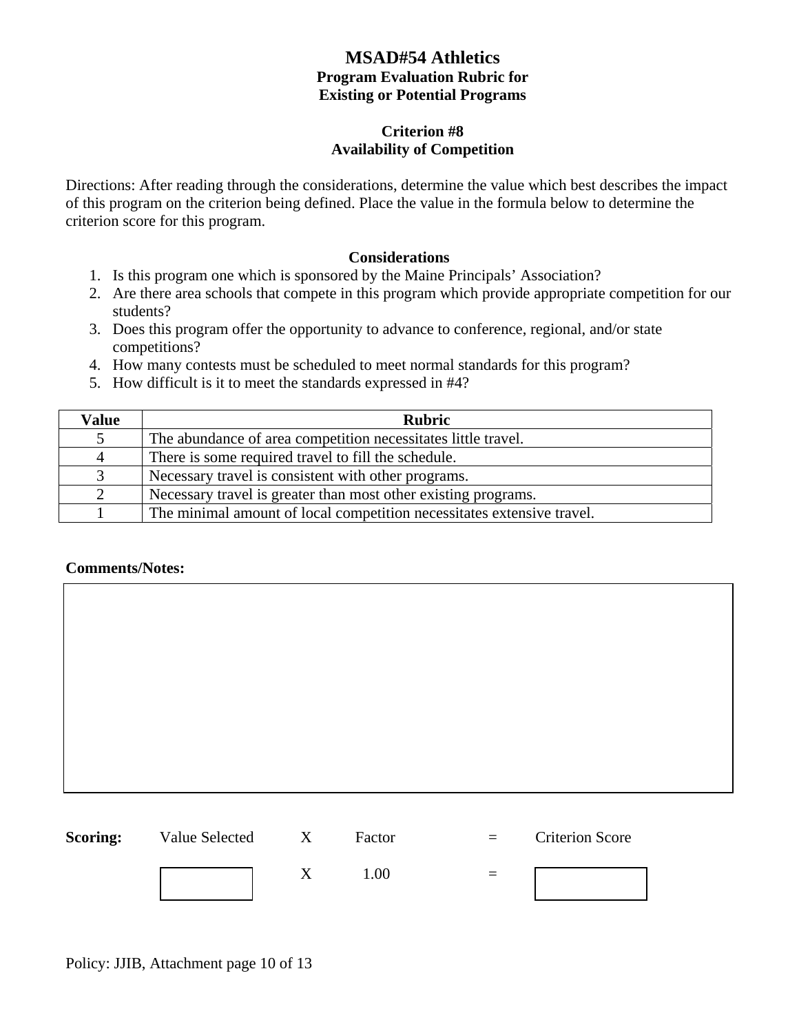# MSAD#54 Athletics

**Program Evaluation Rubric for Existing or Potential Programs**

**Criterion #8**
**Availability of Competition**

Directions: After reading through the considerations, determine the value which best describes the impact of this program on the criterion being defined. Place the value in the formula below to determine the criterion score for this program.

**Considerations**

1. Is this program one which is sponsored by the Maine Principals' Association?
2. Are there area schools that compete in this program which provide appropriate competition for our students?
3. Does this program offer the opportunity to advance to conference, regional, and/or state competitions?
4. How many contests must be scheduled to meet normal standards for this program?
5. How difficult is it to meet the standards expressed in #4?

| Value | Rubric |
|---|---|
| 5 | The abundance of area competition necessitates little travel. |
| 4 | There is some required travel to fill the schedule. |
| 3 | Necessary travel is consistent with other programs. |
| 2 | Necessary travel is greater than most other existing programs. |
| 1 | The minimal amount of local competition necessitates extensive travel. |

**Comments/Notes:**

| Scoring: | Value Selected | X | Factor | = | Criterion Score |
|---|---|---|---|---|---|
| | | X | 1.00 | = | |

Policy: JJIB, Attachment page 10 of 13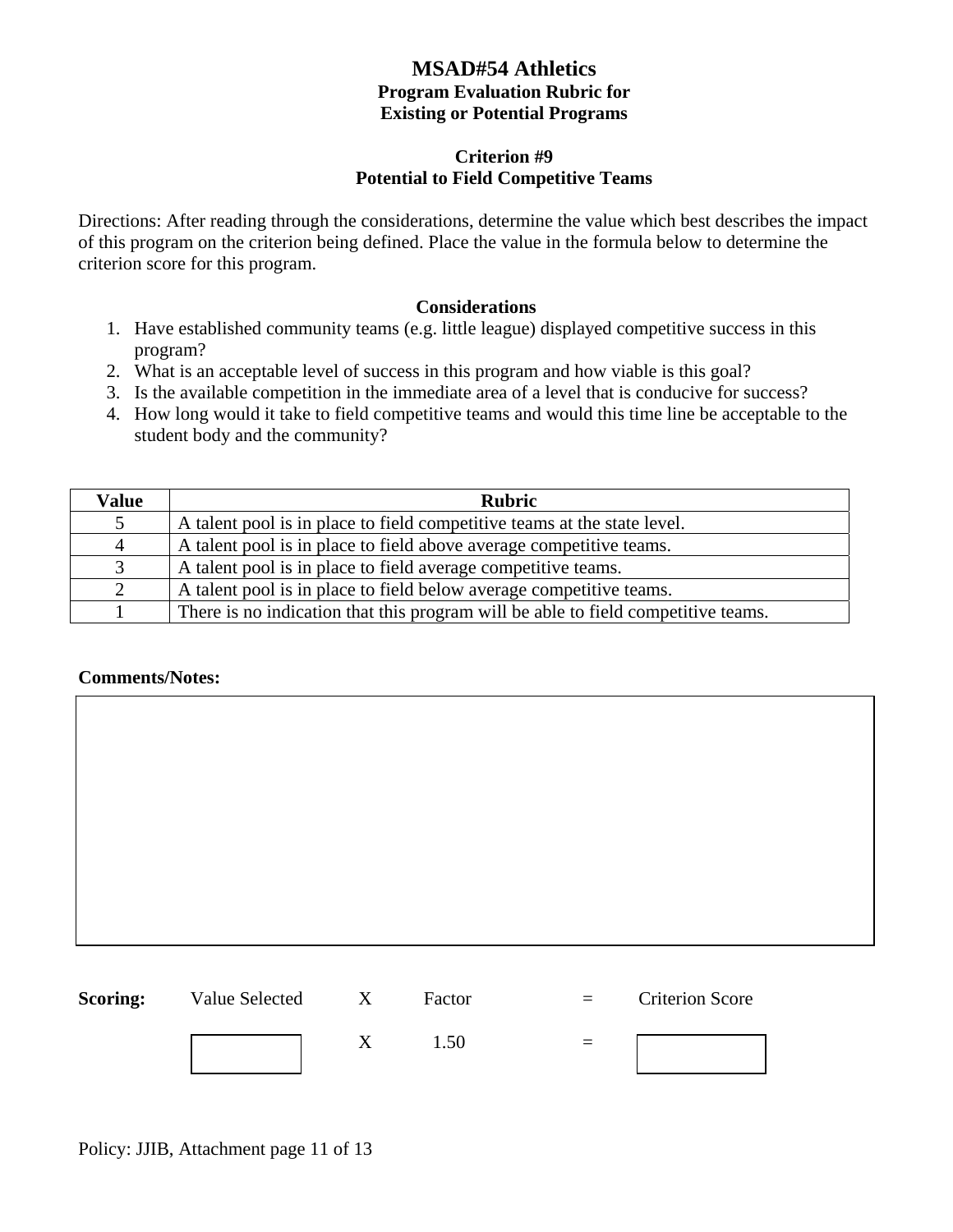# MSAD#54 Athletics

### Program Evaluation Rubric for Existing or Potential Programs

### Criterion #9
### Potential to Field Competitive Teams

Directions: After reading through the considerations, determine the value which best describes the impact of this program on the criterion being defined. Place the value in the formula below to determine the criterion score for this program.

**Considerations**

1. Have established community teams (e.g. little league) displayed competitive success in this program?
2. What is an acceptable level of success in this program and how viable is this goal?
3. Is the available competition in the immediate area of a level that is conducive for success?
4. How long would it take to field competitive teams and would this time line be acceptable to the student body and the community?

| Value | Rubric |
|---|---|
| 5 | A talent pool is in place to field competitive teams at the state level. |
| 4 | A talent pool is in place to field above average competitive teams. |
| 3 | A talent pool is in place to field average competitive teams. |
| 2 | A talent pool is in place to field below average competitive teams. |
| 1 | There is no indication that this program will be able to field competitive teams. |

**Comments/Notes:**

**Scoring:** Value Selected X Factor = Criterion Score

[ ] X 1.50 = [ ]

Policy: JJIB, Attachment page 11 of 13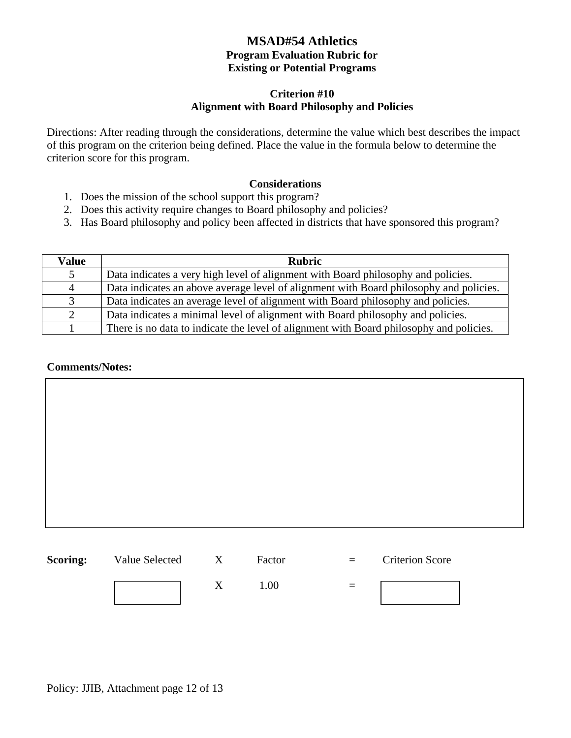# MSAD#54 Athletics

## Program Evaluation Rubric for Existing or Potential Programs

### Criterion #10
### Alignment with Board Philosophy and Policies

Directions: After reading through the considerations, determine the value which best describes the impact of this program on the criterion being defined. Place the value in the formula below to determine the criterion score for this program.

**Considerations**

1. Does the mission of the school support this program?
2. Does this activity require changes to Board philosophy and policies?
3. Has Board philosophy and policy been affected in districts that have sponsored this program?

| Value | Rubric |
|---|---|
| 5 | Data indicates a very high level of alignment with Board philosophy and policies. |
| 4 | Data indicates an above average level of alignment with Board philosophy and policies. |
| 3 | Data indicates an average level of alignment with Board philosophy and policies. |
| 2 | Data indicates a minimal level of alignment with Board philosophy and policies. |
| 1 | There is no data to indicate the level of alignment with Board philosophy and policies. |

**Comments/Notes:**

| |
|---|
| |

| **Scoring:** | Value Selected | X | Factor | = | Criterion Score |
|---|---|---|---|---|---|
| | | X | 1.00 | = | |

Policy: JJIB, Attachment page 12 of 13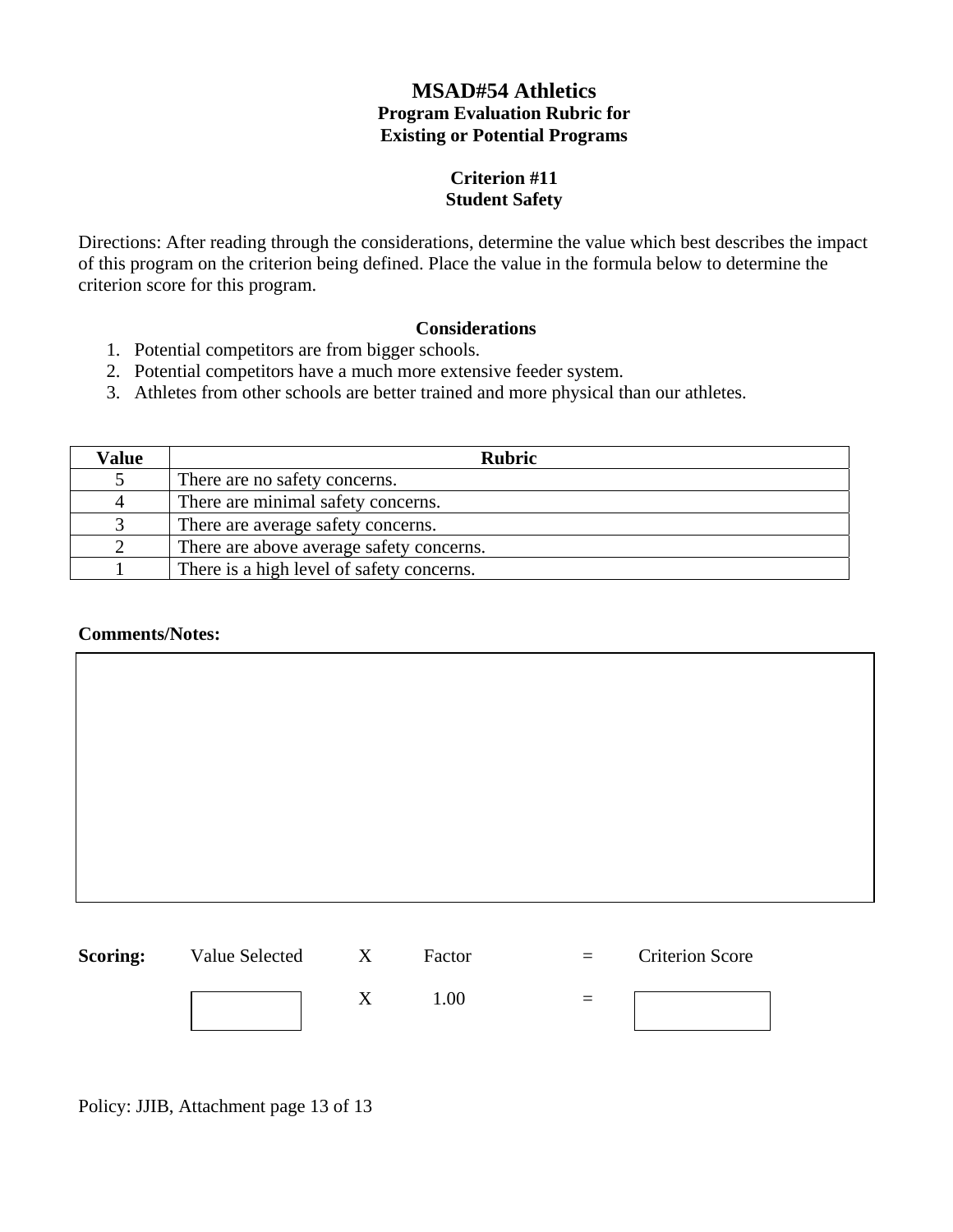# MSAD#54 Athletics

## Program Evaluation Rubric for Existing or Potential Programs

### Criterion #11
### Student Safety

Directions: After reading through the considerations, determine the value which best describes the impact of this program on the criterion being defined. Place the value in the formula below to determine the criterion score for this program.

**Considerations**

1. Potential competitors are from bigger schools.
2. Potential competitors have a much more extensive feeder system.
3. Athletes from other schools are better trained and more physical than our athletes.

| Value | Rubric |
|---|---|
| 5 | There are no safety concerns. |
| 4 | There are minimal safety concerns. |
| 3 | There are average safety concerns. |
| 2 | There are above average safety concerns. |
| 1 | There is a high level of safety concerns. |

**Comments/Notes:**

| |
|---|
| |

| **Scoring:** | Value Selected | X | Factor | = | Criterion Score |
|---|---|---|---|---|---|
| | | X | 1.00 | = | |

Policy: JJIB, Attachment page 13 of 13